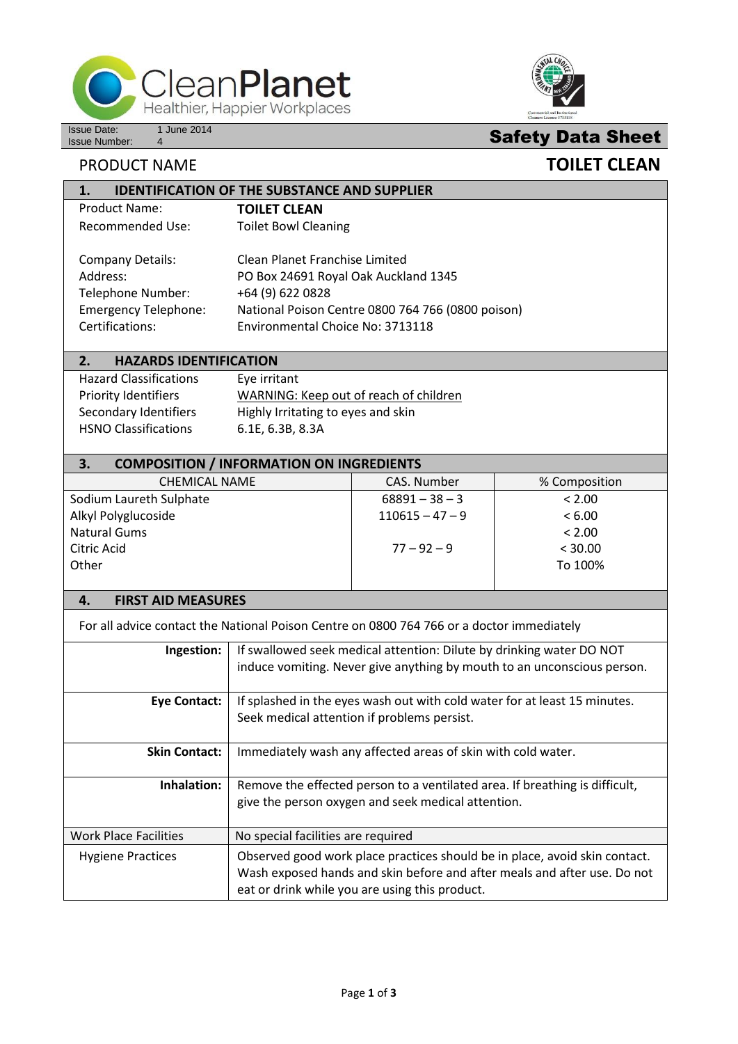CleanPlanet
Healthier, Happier Workplaces

Issue Date: 1 June 2014
Issue Number: 4

# Safety Data Sheet

PRODUCT NAME **TOILET CLEAN**

## 1. IDENTIFICATION OF THE SUBSTANCE AND SUPPLIER

| | |
|---|---|
| Product Name: | **TOILET CLEAN** |
| Recommended Use: | Toilet Bowl Cleaning |
| Company Details: | Clean Planet Franchise Limited |
| Address: | PO Box 24691 Royal Oak Auckland 1345 |
| Telephone Number: | +64 (9) 622 0828 |
| Emergency Telephone: | National Poison Centre 0800 764 766 (0800 poison) |
| Certifications: | Environmental Choice No: 3713118 |

## 2. HAZARDS IDENTIFICATION

| | |
|---|---|
| Hazard Classifications | Eye irritant |
| Priority Identifiers | WARNING: Keep out of reach of children |
| Secondary Identifiers | Highly Irritating to eyes and skin |
| HSNO Classifications | 6.1E, 6.3B, 8.3A |

## 3. COMPOSITION / INFORMATION ON INGREDIENTS

| CHEMICAL NAME | CAS. Number | % Composition |
|---|---|---|
| Sodium Laureth Sulphate | 68891 – 38 – 3 | < 2.00 |
| Alkyl Polyglucoside | 110615 – 47 – 9 | < 6.00 |
| Natural Gums | | < 2.00 |
| Citric Acid | 77 – 92 – 9 | < 30.00 |
| Other | | To 100% |

## 4. FIRST AID MEASURES

For all advice contact the National Poison Centre on 0800 764 766 or a doctor immediately

| | |
|---|---|
| **Ingestion:** | If swallowed seek medical attention: Dilute by drinking water DO NOT induce vomiting. Never give anything by mouth to an unconscious person. |
| **Eye Contact:** | If splashed in the eyes wash out with cold water for at least 15 minutes. Seek medical attention if problems persist. |
| **Skin Contact:** | Immediately wash any affected areas of skin with cold water. |
| **Inhalation:** | Remove the effected person to a ventilated area. If breathing is difficult, give the person oxygen and seek medical attention. |
| Work Place Facilities | No special facilities are required |
| Hygiene Practices | Observed good work place practices should be in place, avoid skin contact. Wash exposed hands and skin before and after meals and after use. Do not eat or drink while you are using this product. |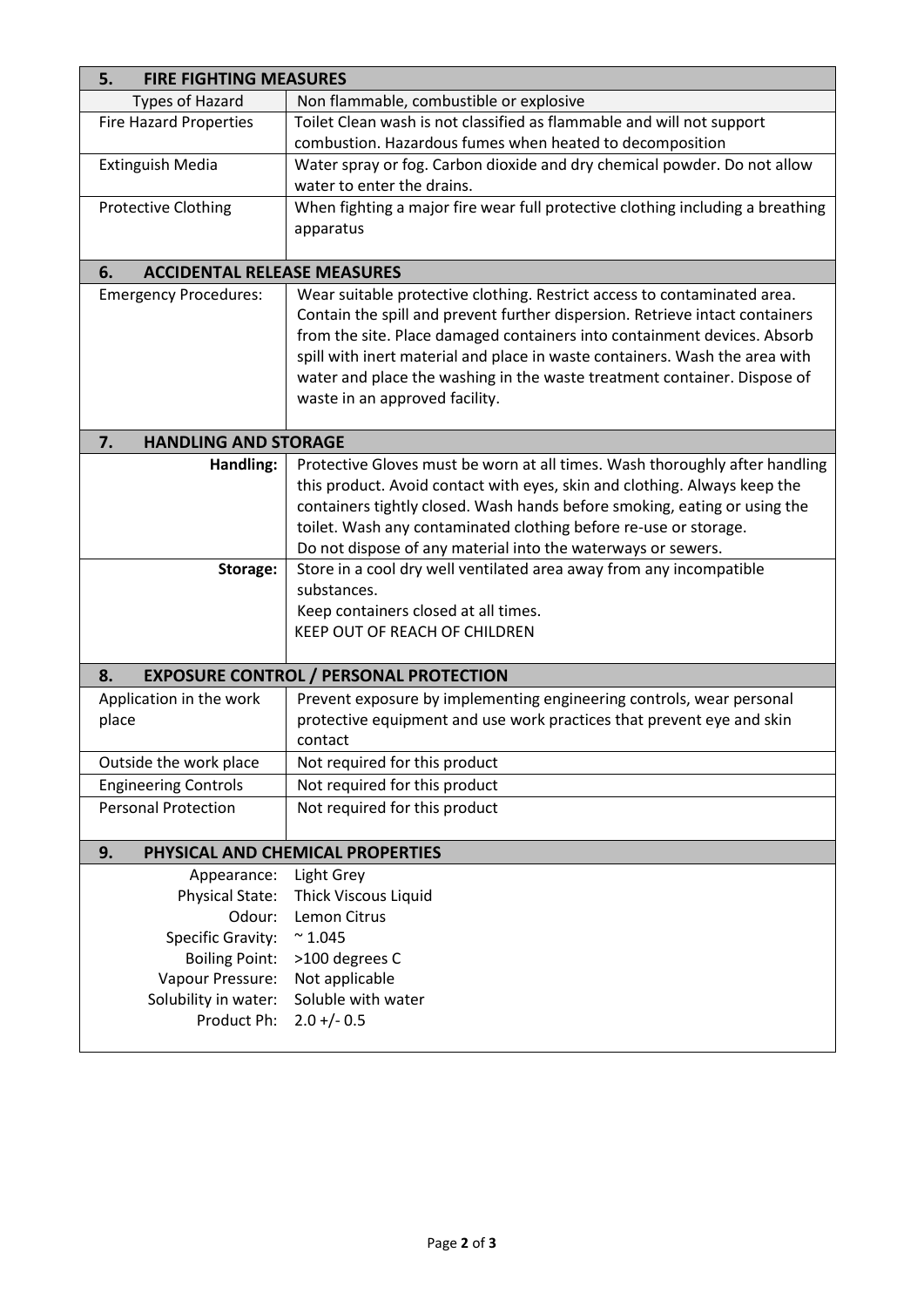| 5. FIRE FIGHTING MEASURES | |
|---|---|
| Types of Hazard | Non flammable, combustible or explosive |
| Fire Hazard Properties | Toilet Clean wash is not classified as flammable and will not support combustion. Hazardous fumes when heated to decomposition |
| Extinguish Media | Water spray or fog. Carbon dioxide and dry chemical powder. Do not allow water to enter the drains. |
| Protective Clothing | When fighting a major fire wear full protective clothing including a breathing apparatus |

| 6. ACCIDENTAL RELEASE MEASURES | |
|---|---|
| Emergency Procedures: | Wear suitable protective clothing. Restrict access to contaminated area. Contain the spill and prevent further dispersion. Retrieve intact containers from the site. Place damaged containers into containment devices. Absorb spill with inert material and place in waste containers. Wash the area with water and place the washing in the waste treatment container. Dispose of waste in an approved facility. |

| 7. HANDLING AND STORAGE | |
|---|---|
| **Handling:** | Protective Gloves must be worn at all times. Wash thoroughly after handling this product. Avoid contact with eyes, skin and clothing. Always keep the containers tightly closed. Wash hands before smoking, eating or using the toilet. Wash any contaminated clothing before re-use or storage. Do not dispose of any material into the waterways or sewers. |
| **Storage:** | Store in a cool dry well ventilated area away from any incompatible substances. Keep containers closed at all times. KEEP OUT OF REACH OF CHILDREN |

| 8. EXPOSURE CONTROL / PERSONAL PROTECTION | |
|---|---|
| Application in the work place | Prevent exposure by implementing engineering controls, wear personal protective equipment and use work practices that prevent eye and skin contact |
| Outside the work place | Not required for this product |
| Engineering Controls | Not required for this product |
| Personal Protection | Not required for this product |

| 9. PHYSICAL AND CHEMICAL PROPERTIES | |
|---|---|
| Appearance: | Light Grey |
| Physical State: | Thick Viscous Liquid |
| Odour: | Lemon Citrus |
| Specific Gravity: | ~ 1.045 |
| Boiling Point: | >100 degrees C |
| Vapour Pressure: | Not applicable |
| Solubility in water: | Soluble with water |
| Product Ph: | 2.0 +/- 0.5 |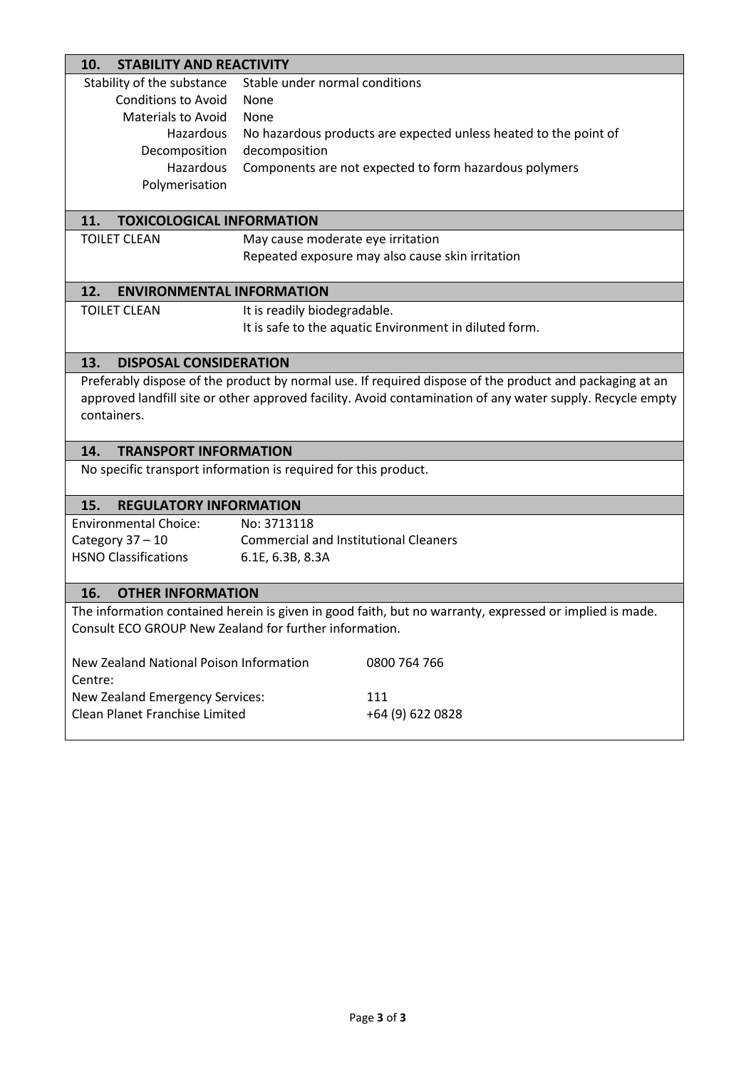## 10. STABILITY AND REACTIVITY

| | |
|---|---|
| Stability of the substance | Stable under normal conditions |
| Conditions to Avoid | None |
| Materials to Avoid | None |
| Hazardous Decomposition | No hazardous products are expected unless heated to the point of decomposition |
| Hazardous Polymerisation | Components are not expected to form hazardous polymers |

## 11. TOXICOLOGICAL INFORMATION

| | |
|---|---|
| TOILET CLEAN | May cause moderate eye irritation<br>Repeated exposure may also cause skin irritation |

## 12. ENVIRONMENTAL INFORMATION

| | |
|---|---|
| TOILET CLEAN | It is readily biodegradable.<br>It is safe to the aquatic Environment in diluted form. |

## 13. DISPOSAL CONSIDERATION

Preferably dispose of the product by normal use. If required dispose of the product and packaging at an approved landfill site or other approved facility. Avoid contamination of any water supply. Recycle empty containers.

## 14. TRANSPORT INFORMATION

No specific transport information is required for this product.

## 15. REGULATORY INFORMATION

| | |
|---|---|
| Environmental Choice: | No: 3713118 |
| Category 37 – 10 | Commercial and Institutional Cleaners |
| HSNO Classifications | 6.1E, 6.3B, 8.3A |

## 16. OTHER INFORMATION

The information contained herein is given in good faith, but no warranty, expressed or implied is made. Consult ECO GROUP New Zealand for further information.

| | |
|---|---|
| New Zealand National Poison Information Centre: | 0800 764 766 |
| New Zealand Emergency Services: | 111 |
| Clean Planet Franchise Limited | +64 (9) 622 0828 |